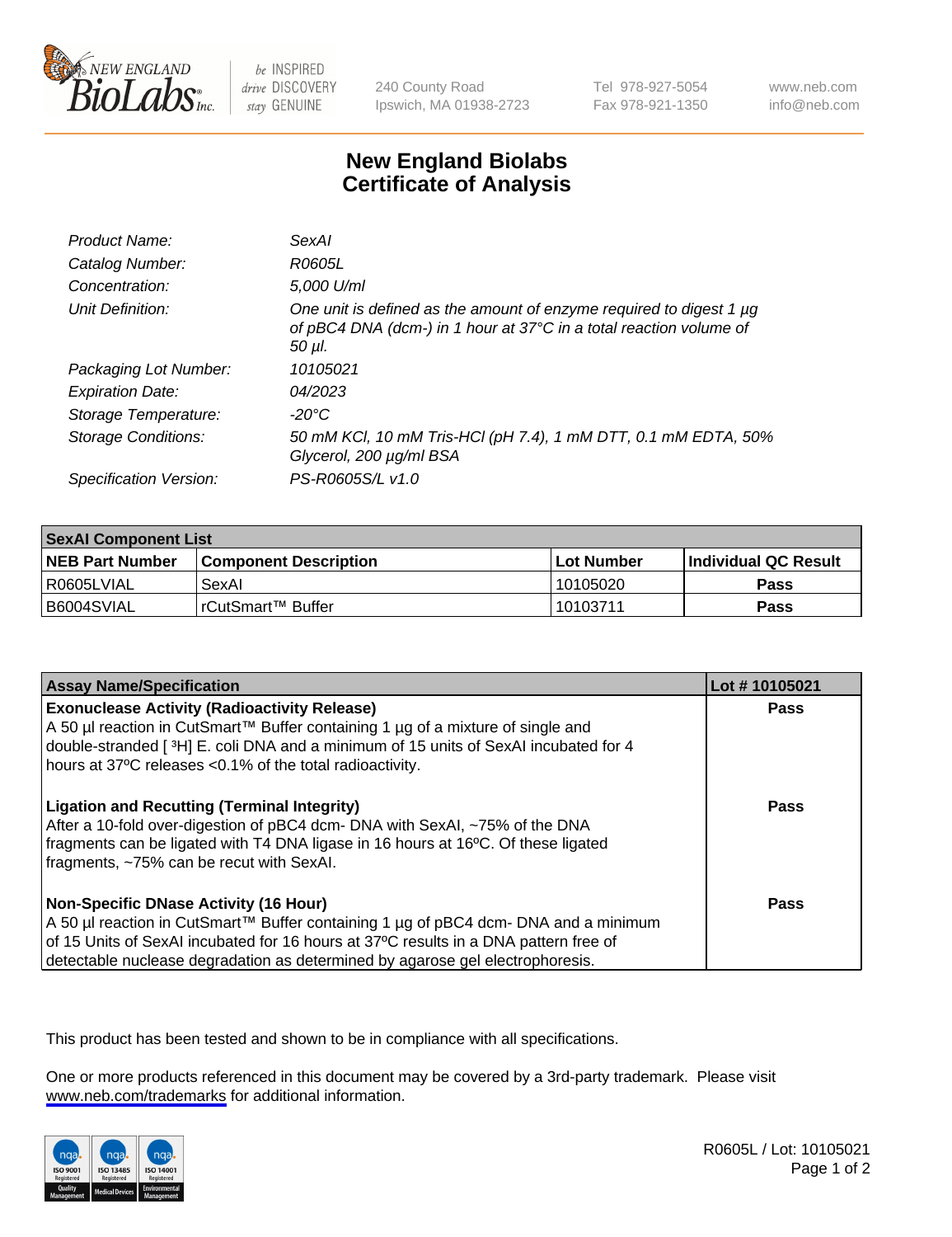New England BioLabs Inc. — be INSPIRED drive DISCOVERY stay GENUINE

240 County Road
Ipswich, MA 01938-2723

Tel 978-927-5054
Fax 978-921-1350

www.neb.com
info@neb.com

# New England Biolabs
# Certificate of Analysis

| | |
|---|---|
| *Product Name:* | *SexAI* |
| *Catalog Number:* | *R0605L* |
| *Concentration:* | *5,000 U/ml* |
| *Unit Definition:* | *One unit is defined as the amount of enzyme required to digest 1 µg of pBC4 DNA (dcm-) in 1 hour at 37°C in a total reaction volume of 50 µl.* |
| *Packaging Lot Number:* | *10105021* |
| *Expiration Date:* | *04/2023* |
| *Storage Temperature:* | *-20°C* |
| *Storage Conditions:* | *50 mM KCl, 10 mM Tris-HCl (pH 7.4), 1 mM DTT, 0.1 mM EDTA, 50% Glycerol, 200 µg/ml BSA* |
| *Specification Version:* | *PS-R0605S/L v1.0* |

| **SexAI Component List** | | | |
|---|---|---|---|
| **NEB Part Number** | **Component Description** | **Lot Number** | **Individual QC Result** |
| R0605LVIAL | SexAI | 10105020 | **Pass** |
| B6004SVIAL | rCutSmart™ Buffer | 10103711 | **Pass** |

| **Assay Name/Specification** | **Lot # 10105021** |
|---|---|
| **Exonuclease Activity (Radioactivity Release)**<br>A 50 µl reaction in CutSmart™ Buffer containing 1 µg of a mixture of single and double-stranded [ $^3$H] E. coli DNA and a minimum of 15 units of SexAI incubated for 4 hours at 37ºC releases <0.1% of the total radioactivity. | **Pass** |
| **Ligation and Recutting (Terminal Integrity)**<br>After a 10-fold over-digestion of pBC4 dcm- DNA with SexAI, ~75% of the DNA fragments can be ligated with T4 DNA ligase in 16 hours at 16ºC. Of these ligated fragments, ~75% can be recut with SexAI. | **Pass** |
| **Non-Specific DNase Activity (16 Hour)**<br>A 50 µl reaction in CutSmart™ Buffer containing 1 µg of pBC4 dcm- DNA and a minimum of 15 Units of SexAI incubated for 16 hours at 37ºC results in a DNA pattern free of detectable nuclease degradation as determined by agarose gel electrophoresis. | **Pass** |

This product has been tested and shown to be in compliance with all specifications.

One or more products referenced in this document may be covered by a 3rd-party trademark. Please visit www.neb.com/trademarks for additional information.

ISO 9001 Registered Quality Management | ISO 13485 Registered Medical Devices | ISO 14001 Registered Environmental Management

R0605L / Lot: 10105021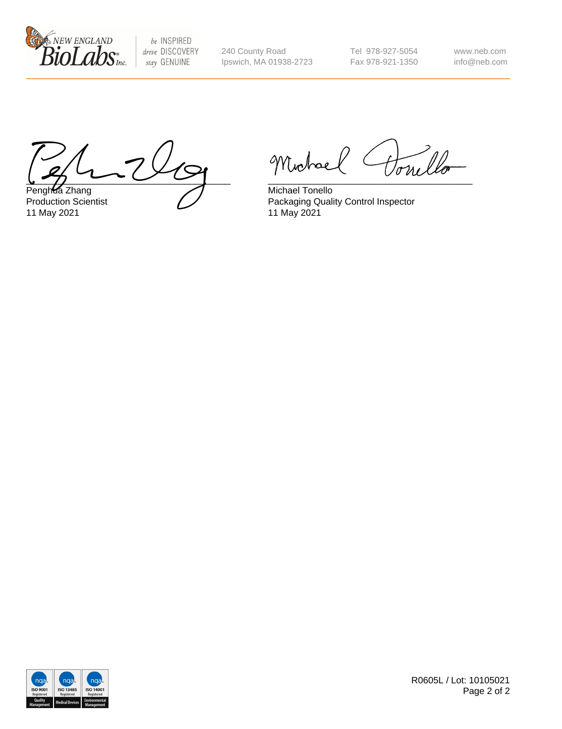Penghua Zhang
Production Scientist
11 May 2021

Michael Tonello
Packaging Quality Control Inspector
11 May 2021

R0605L / Lot: 10105021